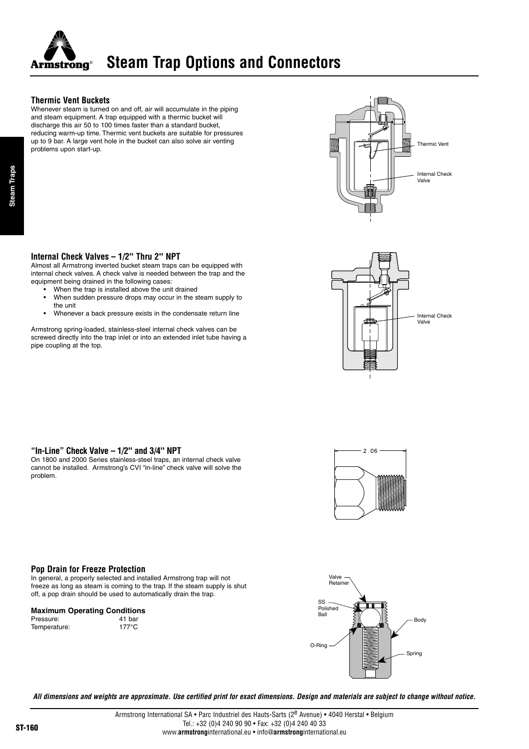# Steam Trap Options and Connectors

### Thermic Vent Buckets

Whenever steam is turned on and off, air will accumulate in the piping and steam equipment. A trap equipped with a thermic bucket will discharge this air 50 to 100 times faster than a standard bucket, reducing warm-up time. Thermic vent buckets are suitable for pressures up to 9 bar. A large vent hole in the bucket can also solve air venting problems upon start-up.

Thermic Vent

Internal Check Valve

### Internal Check Valves – 1/2" Thru 2" NPT

Almost all Armstrong inverted bucket steam traps can be equipped with internal check valves. A check valve is needed between the trap and the equipment being drained in the following cases:

- When the trap is installed above the unit drained
- When sudden pressure drops may occur in the steam supply to the unit
- Whenever a back pressure exists in the condensate return line

Armstrong spring-loaded, stainless-steel internal check valves can be screwed directly into the trap inlet or into an extended inlet tube having a pipe coupling at the top.

Internal Check Valve

### "In-Line" Check Valve – 1/2" and 3/4" NPT

On 1800 and 2000 Series stainless-steel traps, an internal check valve cannot be installed. Armstrong's CVI "in-line" check valve will solve the problem.

2.06

### Pop Drain for Freeze Protection

In general, a properly selected and installed Armstrong trap will not freeze as long as steam is coming to the trap. If the steam supply is shut off, a pop drain should be used to automatically drain the trap.

**Maximum Operating Conditions**

| | |
|---|---|
| Pressure: | 41 bar |
| Temperature: | 177°C |

Valve Retainer

SS Polished Ball

Body

O-Ring

Spring

***All dimensions and weights are approximate. Use certified print for exact dimensions. Design and materials are subject to change without notice.***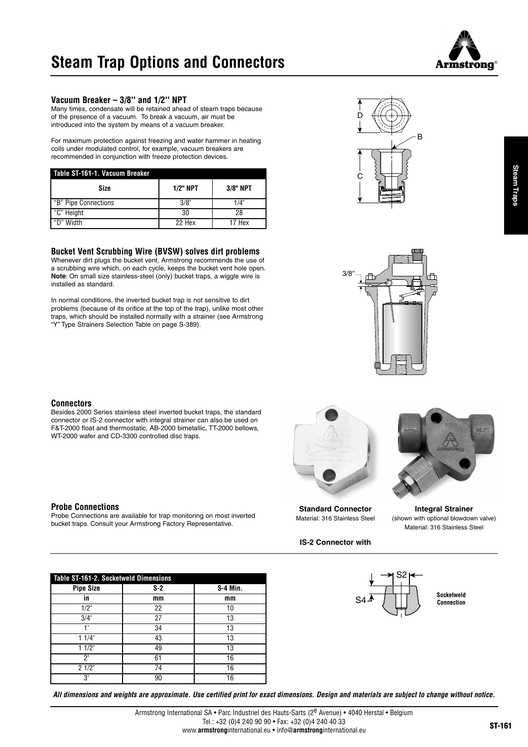# Steam Trap Options and Connectors

### Vacuum Breaker – 3/8" and 1/2" NPT

Many times, condensate will be retained ahead of steam traps because of the presence of a vacuum. To break a vacuum, air must be introduced into the system by means of a vacuum breaker.

For maximum protection against freezing and water hammer in heating coils under modulated control, for example, vacuum breakers are recommended in conjunction with freeze protection devices.

**Table ST-161-1. Vacuum Breaker**

| Size | 1/2" NPT | 3/8" NPT |
|---|---|---|
| "B" Pipe Connections | 3/8" | 1/4" |
| "C" Height | 30 | 28 |
| "D" Width | 22 Hex | 17 Hex |

D

B

C

### Bucket Vent Scrubbing Wire (BVSW) solves dirt problems

Whenever dirt plugs the bucket vent, Armstrong recommends the use of a scrubbing wire which, on each cycle, keeps the bucket vent hole open. **Note**: On small size stainless-steel (only) bucket traps, a wiggle wire is installed as standard.

In normal conditions, the inverted bucket trap is not sensitive to dirt problems (because of its orifice at the top of the trap), unlike most other traps, which should be installed normally with a strainer (see Armstrong "Y" Type Strainers Selection Table on page S-389).

3/8"

### Connectors

Besides 2000 Series stainless steel inverted bucket traps, the standard connector or IS-2 connector with integral strainer can also be used on F&T-2000 float and thermostatic, AB-2000 bimetallic, TT-2000 bellows, WT-2000 wafer and CD-3300 controlled disc traps.

**Standard Connector**
Material: 316 Stainless Steel

**IS-2 Connector with Integral Strainer**
(shown with optional blowdown valve)
Material: 316 Stainless Steel

### Probe Connections

Probe Connections are available for trap monitoring on most inverted bucket traps. Consult your Armstrong Factory Representative.

**Table ST-161-2. Socketweld Dimensions**

| Pipe Size | S-2 | S-4 Min. |
|---|---|---|
| in | mm | mm |
| 1/2" | 22 | 10 |
| 3/4" | 27 | 13 |
| 1" | 34 | 13 |
| 1 1/4" | 43 | 13 |
| 1 1/2" | 49 | 13 |
| 2" | 61 | 16 |
| 2 1/2" | 74 | 16 |
| 3" | 90 | 16 |

S2

S4

**Socketweld Connection**

***All dimensions and weights are approximate. Use certified print for exact dimensions. Design and materials are subject to change without notice.***

Armstrong International SA • Parc Industriel des Hauts-Sarts (2e Avenue) • 4040 Herstal • Belgium
Tel.: +32 (0)4 240 90 90 • Fax: +32 (0)4 240 40 33
www.armstronginternational.eu • info@armstronginternational.eu